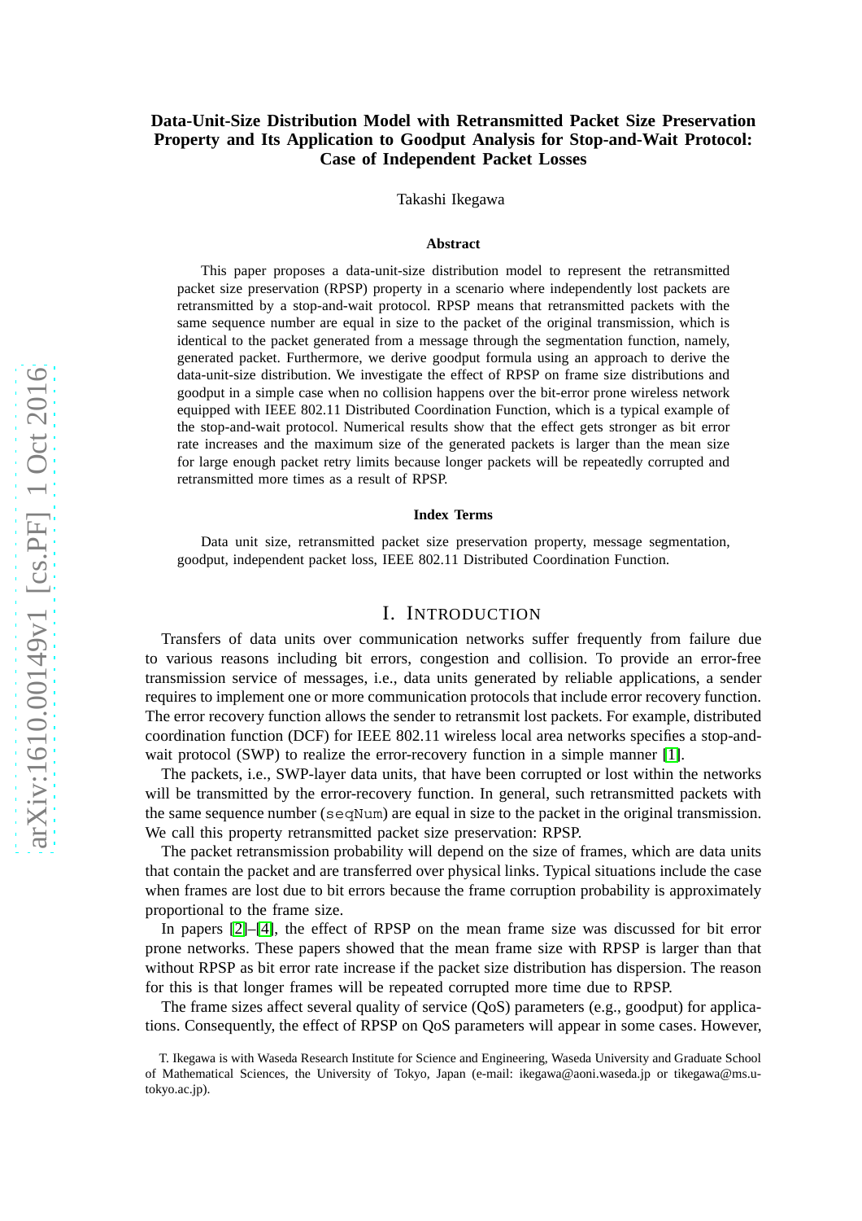# Data-Unit-Size Distribution Model with Retransmitted Packet Size Preservation Property and Its Application to Goodput Analysis for Stop-and-Wait Protocol: Case of Independent Packet Losses

Takashi Ikegawa

### Abstract

This paper proposes a data-unit-size distribution model to represent the retransmitted packet size preservation (RPSP) property in a scenario where independently lost packets are retransmitted by a stop-and-wait protocol. RPSP means that retransmitted packets with the same sequence number are equal in size to the packet of the original transmission, which is identical to the packet generated from a message through the segmentation function, namely, generated packet. Furthermore, we derive goodput formula using an approach to derive the data-unit-size distribution. We investigate the effect of RPSP on frame size distributions and goodput in a simple case when no collision happens over the bit-error prone wireless network equipped with IEEE 802.11 Distributed Coordination Function, which is a typical example of the stop-and-wait protocol. Numerical results show that the effect gets stronger as bit error rate increases and the maximum size of the generated packets is larger than the mean size for large enough packet retry limits because longer packets will be repeatedly corrupted and retransmitted more times as a result of RPSP.

### Index Terms

Data unit size, retransmitted packet size preservation property, message segmentation, goodput, independent packet loss, IEEE 802.11 Distributed Coordination Function.

## I. Introduction

Transfers of data units over communication networks suffer frequently from failure due to various reasons including bit errors, congestion and collision. To provide an error-free transmission service of messages, i.e., data units generated by reliable applications, a sender requires to implement one or more communication protocols that include error recovery function. The error recovery function allows the sender to retransmit lost packets. For example, distributed coordination function (DCF) for IEEE 802.11 wireless local area networks specifies a stop-and-wait protocol (SWP) to realize the error-recovery function in a simple manner [1].

The packets, i.e., SWP-layer data units, that have been corrupted or lost within the networks will be transmitted by the error-recovery function. In general, such retransmitted packets with the same sequence number (`seqNum`) are equal in size to the packet in the original transmission. We call this property retransmitted packet size preservation: RPSP.

The packet retransmission probability will depend on the size of frames, which are data units that contain the packet and are transferred over physical links. Typical situations include the case when frames are lost due to bit errors because the frame corruption probability is approximately proportional to the frame size.

In papers [2]–[4], the effect of RPSP on the mean frame size was discussed for bit error prone networks. These papers showed that the mean frame size with RPSP is larger than that without RPSP as bit error rate increase if the packet size distribution has dispersion. The reason for this is that longer frames will be repeated corrupted more time due to RPSP.

The frame sizes affect several quality of service (QoS) parameters (e.g., goodput) for applications. Consequently, the effect of RPSP on QoS parameters will appear in some cases. However,

T. Ikegawa is with Waseda Research Institute for Science and Engineering, Waseda University and Graduate School of Mathematical Sciences, the University of Tokyo, Japan (e-mail: ikegawa@aoni.waseda.jp or tikegawa@ms.u-tokyo.ac.jp).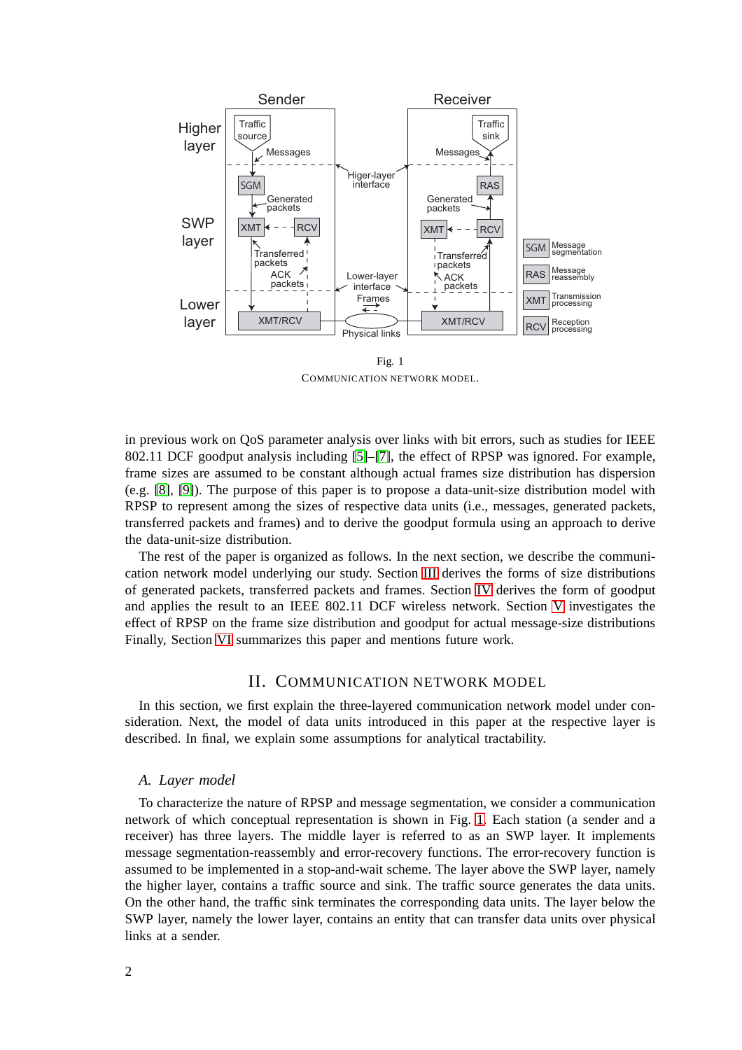Fig. 1

Communication network model.

in previous work on QoS parameter analysis over links with bit errors, such as studies for IEEE 802.11 DCF goodput analysis including [5]–[7], the effect of RPSP was ignored. For example, frame sizes are assumed to be constant although actual frames size distribution has dispersion (e.g. [8], [9]). The purpose of this paper is to propose a data-unit-size distribution model with RPSP to represent among the sizes of respective data units (i.e., messages, generated packets, transferred packets and frames) and to derive the goodput formula using an approach to derive the data-unit-size distribution.

The rest of the paper is organized as follows. In the next section, we describe the communication network model underlying our study. Section III derives the forms of size distributions of generated packets, transferred packets and frames. Section IV derives the form of goodput and applies the result to an IEEE 802.11 DCF wireless network. Section V investigates the effect of RPSP on the frame size distribution and goodput for actual message-size distributions Finally, Section VI summarizes this paper and mentions future work.

## II. Communication Network Model

In this section, we first explain the three-layered communication network model under consideration. Next, the model of data units introduced in this paper at the respective layer is described. In final, we explain some assumptions for analytical tractability.

### A. Layer model

To characterize the nature of RPSP and message segmentation, we consider a communication network of which conceptual representation is shown in Fig. 1. Each station (a sender and a receiver) has three layers. The middle layer is referred to as an SWP layer. It implements message segmentation-reassembly and error-recovery functions. The error-recovery function is assumed to be implemented in a stop-and-wait scheme. The layer above the SWP layer, namely the higher layer, contains a traffic source and sink. The traffic source generates the data units. On the other hand, the traffic sink terminates the corresponding data units. The layer below the SWP layer, namely the lower layer, contains an entity that can transfer data units over physical links at a sender.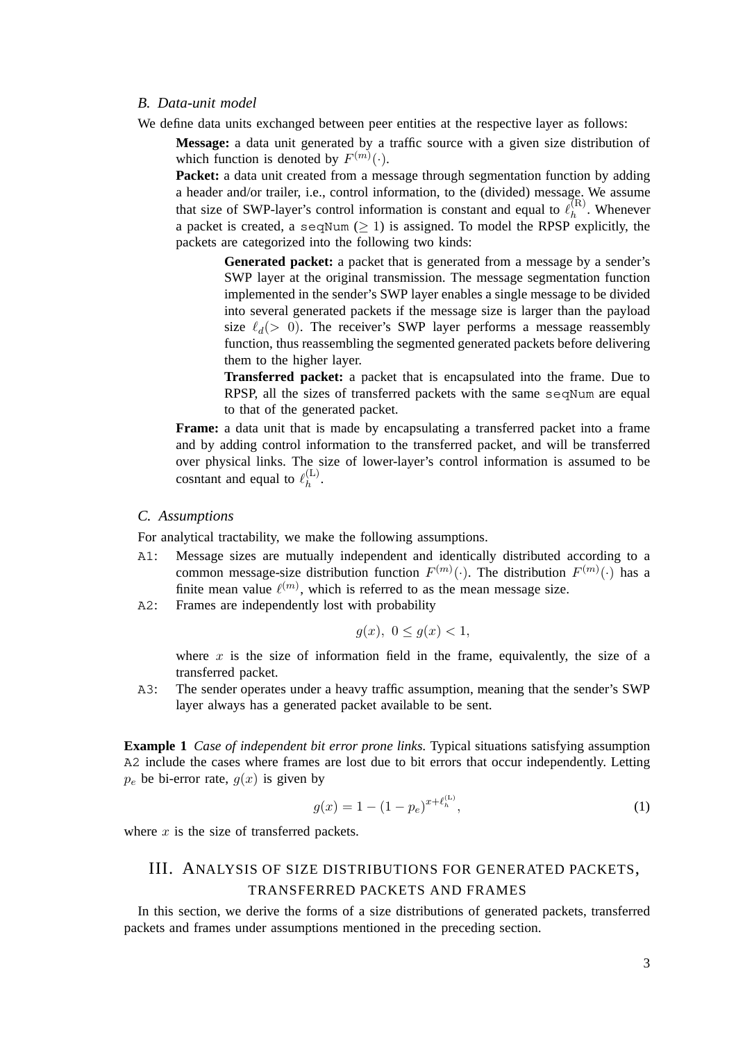### B. Data-unit model

We define data units exchanged between peer entities at the respective layer as follows:

**Message:** a data unit generated by a traffic source with a given size distribution of which function is denoted by $F^{(m)}(\cdot)$.

**Packet:** a data unit created from a message through segmentation function by adding a header and/or trailer, i.e., control information, to the (divided) message. We assume that size of SWP-layer's control information is constant and equal to $\ell_h^{(\mathrm{R})}$. Whenever a packet is created, a `seqNum` ($\geq 1$) is assigned. To model the RPSP explicitly, the packets are categorized into the following two kinds:

> **Generated packet:** a packet that is generated from a message by a sender's SWP layer at the original transmission. The message segmentation function implemented in the sender's SWP layer enables a single message to be divided into several generated packets if the message size is larger than the payload size $\ell_d (> 0)$. The receiver's SWP layer performs a message reassembly function, thus reassembling the segmented generated packets before delivering them to the higher layer.
>
> **Transferred packet:** a packet that is encapsulated into the frame. Due to RPSP, all the sizes of transferred packets with the same `seqNum` are equal to that of the generated packet.

**Frame:** a data unit that is made by encapsulating a transferred packet into a frame and by adding control information to the transferred packet, and will be transferred over physical links. The size of lower-layer's control information is assumed to be cosntant and equal to $\ell_h^{(\mathrm{L})}$.

### C. Assumptions

For analytical tractability, we make the following assumptions.

- `A1`: Message sizes are mutually independent and identically distributed according to a common message-size distribution function $F^{(m)}(\cdot)$. The distribution $F^{(m)}(\cdot)$ has a finite mean value $\ell^{(m)}$, which is referred to as the mean message size.
- `A2`: Frames are independently lost with probability

$$g(x),\ 0 \leq g(x) < 1,$$

  where $x$ is the size of information field in the frame, equivalently, the size of a transferred packet.
- `A3`: The sender operates under a heavy traffic assumption, meaning that the sender's SWP layer always has a generated packet available to be sent.

**Example 1** *Case of independent bit error prone links.* Typical situations satisfying assumption `A2` include the cases where frames are lost due to bit errors that occur independently. Letting $p_e$ be bi-error rate, $g(x)$ is given by

$$g(x) = 1 - (1 - p_e)^{x + \ell_h^{(\mathrm{L})}}, \tag{1}$$

where $x$ is the size of transferred packets.

## III. Analysis of size distributions for generated packets, transferred packets and frames

In this section, we derive the forms of a size distributions of generated packets, transferred packets and frames under assumptions mentioned in the preceding section.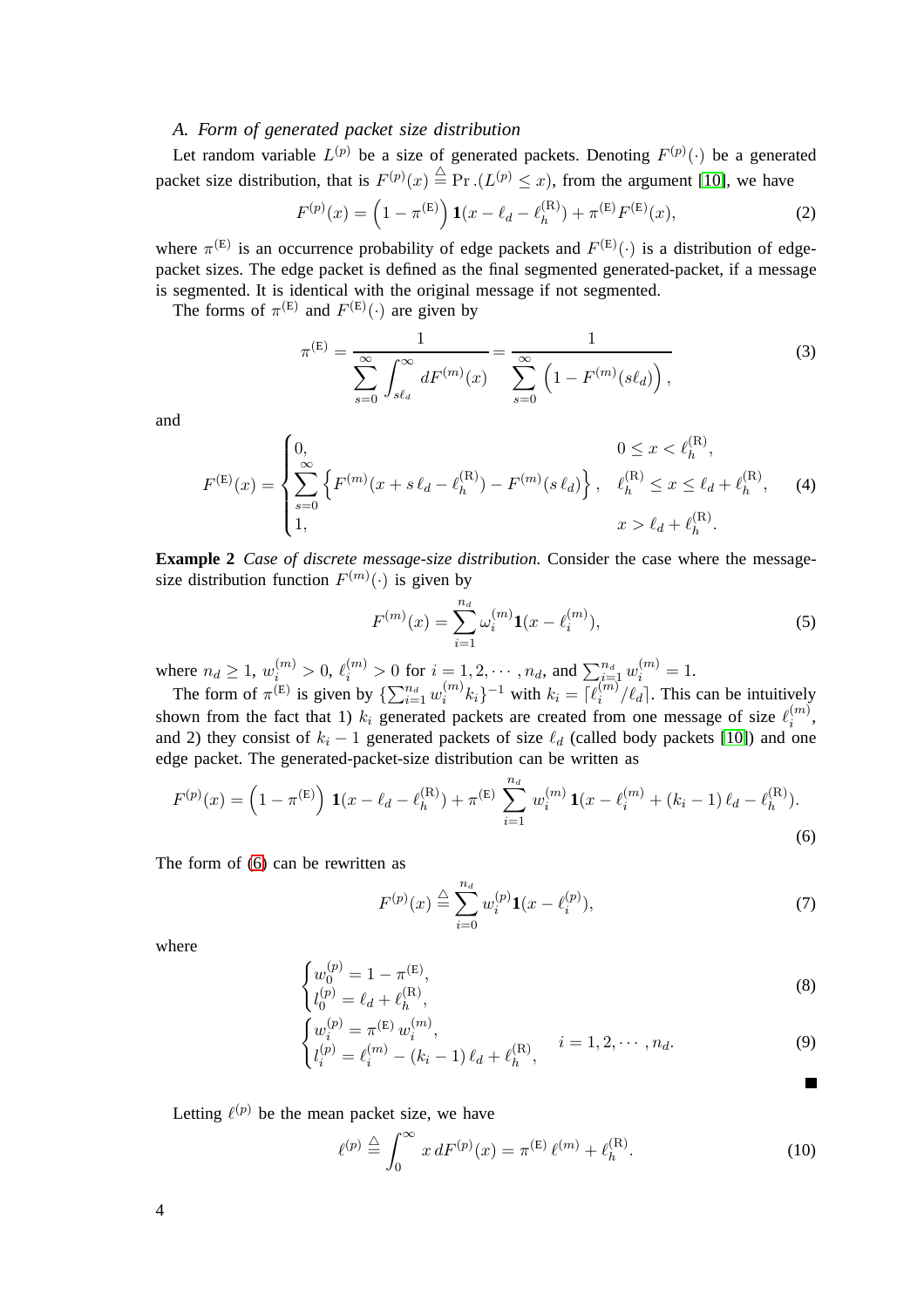### A. Form of generated packet size distribution

Let random variable $L^{(p)}$ be a size of generated packets. Denoting $F^{(p)}(\cdot)$ be a generated packet size distribution, that is $F^{(p)}(x) \overset{\triangle}{=} \Pr.(L^{(p)} \leq x)$, from the argument [10], we have

$$F^{(p)}(x) = \left(1 - \pi^{(\mathrm{E})}\right) \mathbf{1}(x - \ell_d - \ell_h^{(\mathrm{R})}) + \pi^{(\mathrm{E})} F^{(\mathrm{E})}(x), \tag{2}$$

where $\pi^{(\mathrm{E})}$ is an occurrence probability of edge packets and $F^{(\mathrm{E})}(\cdot)$ is a distribution of edge-packet sizes. The edge packet is defined as the final segmented generated-packet, if a message is segmented. It is identical with the original message if not segmented.

The forms of $\pi^{(\mathrm{E})}$ and $F^{(\mathrm{E})}(\cdot)$ are given by

$$\pi^{(\mathrm{E})} = \frac{1}{\displaystyle\sum_{s=0}^{\infty} \int_{s\ell_d}^{\infty} dF^{(m)}(x)} = \frac{1}{\displaystyle\sum_{s=0}^{\infty} \left(1 - F^{(m)}(s\ell_d)\right),} \tag{3}$$

and

$$F^{(\mathrm{E})}(x) = \begin{cases} 0, & 0 \leq x < \ell_h^{(\mathrm{R})}, \\ \displaystyle\sum_{s=0}^{\infty} \left\{ F^{(m)}(x + s\,\ell_d - \ell_h^{(\mathrm{R})}) - F^{(m)}(s\,\ell_d) \right\}, & \ell_h^{(\mathrm{R})} \leq x \leq \ell_d + \ell_h^{(\mathrm{R})}, \\ 1, & x > \ell_d + \ell_h^{(\mathrm{R})}. \end{cases} \tag{4}$$

**Example 2** *Case of discrete message-size distribution.* Consider the case where the message-size distribution function $F^{(m)}(\cdot)$ is given by

$$F^{(m)}(x) = \sum_{i=1}^{n_d} \omega_i^{(m)} \mathbf{1}(x - \ell_i^{(m)}), \tag{5}$$

where $n_d \geq 1$, $w_i^{(m)} > 0$, $\ell_i^{(m)} > 0$ for $i = 1, 2, \cdots, n_d$, and $\sum_{i=1}^{n_d} w_i^{(m)} = 1$.

The form of $\pi^{(\mathrm{E})}$ is given by $\{\sum_{i=1}^{n_d} w_i^{(m)} k_i\}^{-1}$ with $k_i = \lceil \ell_i^{(m)} / \ell_d \rceil$. This can be intuitively shown from the fact that 1) $k_i$ generated packets are created from one message of size $\ell_i^{(m)}$, and 2) they consist of $k_i - 1$ generated packets of size $\ell_d$ (called body packets [10]) and one edge packet. The generated-packet-size distribution can be written as

$$F^{(p)}(x) = \left(1 - \pi^{(\mathrm{E})}\right) \mathbf{1}(x - \ell_d - \ell_h^{(\mathrm{R})}) + \pi^{(\mathrm{E})} \sum_{i=1}^{n_d} w_i^{(m)} \mathbf{1}(x - \ell_i^{(m)} + (k_i - 1)\,\ell_d - \ell_h^{(\mathrm{R})}). \tag{6}$$

The form of (6) can be rewritten as

$$F^{(p)}(x) \overset{\triangle}{=} \sum_{i=0}^{n_d} w_i^{(p)} \mathbf{1}(x - \ell_i^{(p)}), \tag{7}$$

where

$$\begin{cases} w_0^{(p)} = 1 - \pi^{(\mathrm{E})}, \\ l_0^{(p)} = \ell_d + \ell_h^{(\mathrm{R})}, \end{cases} \tag{8}$$

$$\begin{cases} w_i^{(p)} = \pi^{(\mathrm{E})}\, w_i^{(m)}, \\ l_i^{(p)} = \ell_i^{(m)} - (k_i - 1)\,\ell_d + \ell_h^{(\mathrm{R})}, \end{cases} \quad i = 1, 2, \cdots, n_d. \tag{9}$$

■

Letting $\ell^{(p)}$ be the mean packet size, we have

$$\ell^{(p)} \overset{\triangle}{=} \int_0^{\infty} x\, dF^{(p)}(x) = \pi^{(\mathrm{E})}\, \ell^{(m)} + \ell_h^{(\mathrm{R})}. \tag{10}$$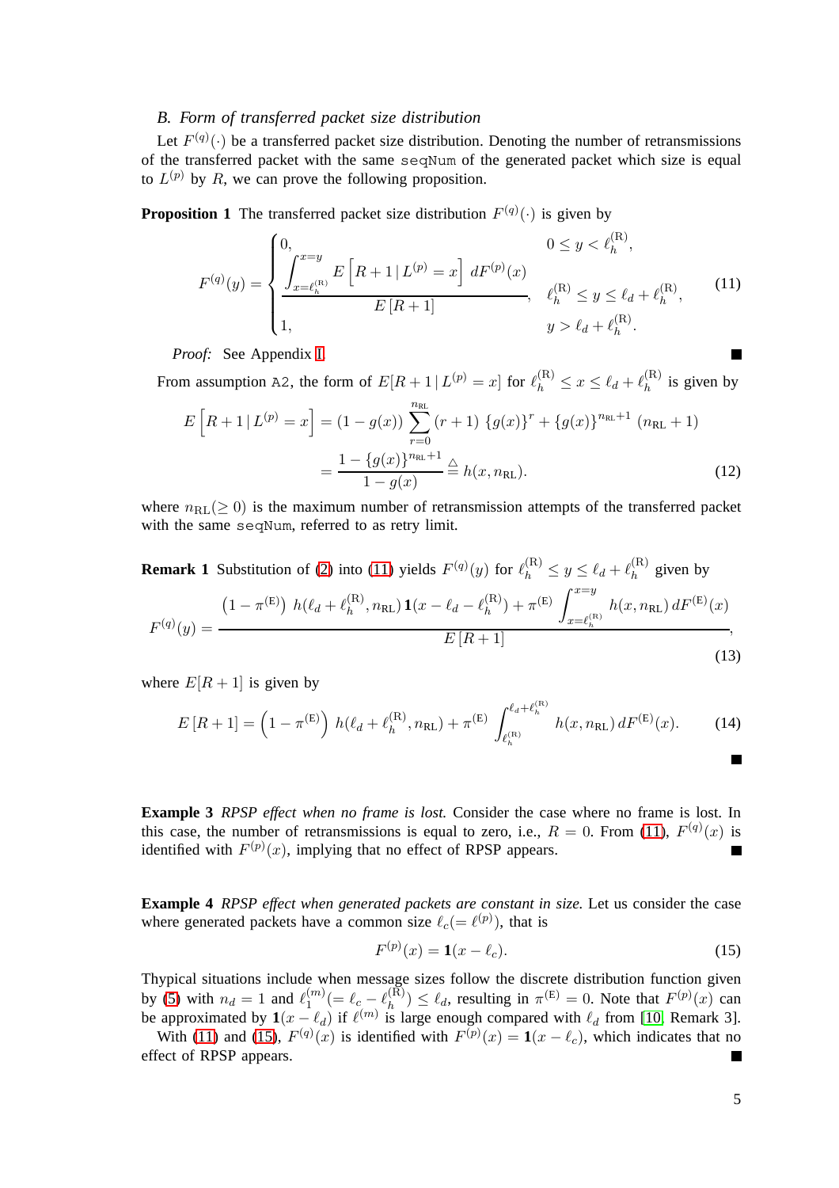### B. Form of transferred packet size distribution

Let $F^{(q)}(\cdot)$ be a transferred packet size distribution. Denoting the number of retransmissions of the transferred packet with the same `seqNum` of the generated packet which size is equal to $L^{(p)}$ by $R$, we can prove the following proposition.

**Proposition 1** The transferred packet size distribution $F^{(q)}(\cdot)$ is given by

$$F^{(q)}(y) = \begin{cases} 0, & 0 \le y < \ell_h^{(\mathrm{R})}, \\ \dfrac{\displaystyle\int_{x=\ell_h^{(\mathrm{R})}}^{x=y} E\left[R+1 \,|\, L^{(p)} = x\right] \, dF^{(p)}(x)}{E\left[R+1\right]}, & \ell_h^{(\mathrm{R})} \le y \le \ell_d + \ell_h^{(\mathrm{R})}, \\ 1, & y > \ell_d + \ell_h^{(\mathrm{R})}. \end{cases} \tag{11}$$

*Proof:* See Appendix I. ■

From assumption A2, the form of $E[R+1 \,|\, L^{(p)} = x]$ for $\ell_h^{(\mathrm{R})} \le x \le \ell_d + \ell_h^{(\mathrm{R})}$ is given by

$$\begin{aligned} E\left[R+1 \,|\, L^{(p)} = x\right] &= (1-g(x)) \sum_{r=0}^{n_{\mathrm{RL}}} (r+1) \, \{g(x)\}^r + \{g(x)\}^{n_{\mathrm{RL}}+1} \, (n_{\mathrm{RL}}+1) \\ &= \frac{1-\{g(x)\}^{n_{\mathrm{RL}}+1}}{1-g(x)} \stackrel{\triangle}{=} h(x, n_{\mathrm{RL}}). \end{aligned} \tag{12}$$

where $n_{\mathrm{RL}} (\ge 0)$ is the maximum number of retransmission attempts of the transferred packet with the same `seqNum`, referred to as retry limit.

**Remark 1** Substitution of (2) into (11) yields $F^{(q)}(y)$ for $\ell_h^{(\mathrm{R})} \le y \le \ell_d + \ell_h^{(\mathrm{R})}$ given by

$$F^{(q)}(y) = \frac{\left(1-\pi^{(\mathrm{E})}\right) \, h(\ell_d + \ell_h^{(\mathrm{R})}, n_{\mathrm{RL}}) \, \mathbf{1}(x - \ell_d - \ell_h^{(\mathrm{R})}) + \pi^{(\mathrm{E})} \displaystyle\int_{x=\ell_h^{(\mathrm{R})}}^{x=y} h(x, n_{\mathrm{RL}}) \, dF^{(\mathrm{E})}(x)}{E\left[R+1\right]}, \tag{13}$$

where $E[R+1]$ is given by

$$E\left[R+1\right] = \left(1-\pi^{(\mathrm{E})}\right) \, h(\ell_d + \ell_h^{(\mathrm{R})}, n_{\mathrm{RL}}) + \pi^{(\mathrm{E})} \int_{\ell_h^{(\mathrm{R})}}^{\ell_d + \ell_h^{(\mathrm{R})}} h(x, n_{\mathrm{RL}}) \, dF^{(\mathrm{E})}(x). \tag{14}$$

■

**Example 3** *RPSP effect when no frame is lost.* Consider the case where no frame is lost. In this case, the number of retransmissions is equal to zero, i.e., $R = 0$. From (11), $F^{(q)}(x)$ is identified with $F^{(p)}(x)$, implying that no effect of RPSP appears. ■

**Example 4** *RPSP effect when generated packets are constant in size.* Let us consider the case where generated packets have a common size $\ell_c (= \ell^{(p)})$, that is

$$F^{(p)}(x) = \mathbf{1}(x - \ell_c). \tag{15}$$

Thypical situations include when message sizes follow the discrete distribution function given by (5) with $n_d = 1$ and $\ell_1^{(m)} (= \ell_c - \ell_h^{(\mathrm{R})}) \le \ell_d$, resulting in $\pi^{(\mathrm{E})} = 0$. Note that $F^{(p)}(x)$ can be approximated by $\mathbf{1}(x - \ell_d)$ if $\ell^{(m)}$ is large enough compared with $\ell_d$ from [10, Remark 3].

With (11) and (15), $F^{(q)}(x)$ is identified with $F^{(p)}(x) = \mathbf{1}(x - \ell_c)$, which indicates that no effect of RPSP appears. ■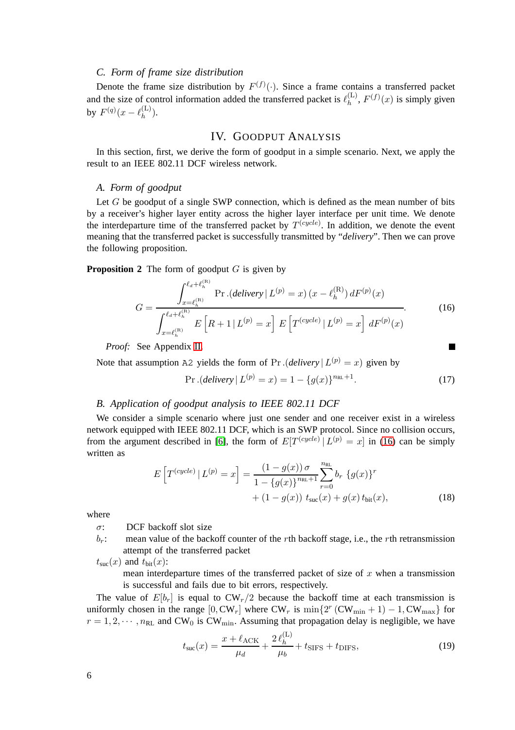### C. Form of frame size distribution

Denote the frame size distribution by $F^{(f)}(\cdot)$. Since a frame contains a transferred packet and the size of control information added the transferred packet is $\ell_h^{(\mathrm{L})}$, $F^{(f)}(x)$ is simply given by $F^{(q)}(x - \ell_h^{(\mathrm{L})})$.

## IV. Goodput Analysis

In this section, first, we derive the form of goodput in a simple scenario. Next, we apply the result to an IEEE 802.11 DCF wireless network.

### A. Form of goodput

Let $G$ be goodput of a single SWP connection, which is defined as the mean number of bits by a receiver's higher layer entity across the higher layer interface per unit time. We denote the interdeparture time of the transferred packet by $T^{(cycle)}$. In addition, we denote the event meaning that the transferred packet is successfully transmitted by "*delivery*". Then we can prove the following proposition.

**Proposition 2** The form of goodput $G$ is given by

$$G = \frac{\displaystyle\int_{x=\ell_h^{(\mathrm{R})}}^{\ell_d+\ell_h^{(\mathrm{R})}} \Pr.(\textit{delivery} \,|\, L^{(p)} = x)\,(x - \ell_h^{(\mathrm{R})})\, dF^{(p)}(x)}{\displaystyle\int_{x=\ell_h^{(\mathrm{R})}}^{\ell_d+\ell_h^{(\mathrm{R})}} E\left[R+1 \,|\, L^{(p)} = x\right]\, E\left[T^{(cycle)} \,|\, L^{(p)} = x\right]\, dF^{(p)}(x)}. \tag{16}$$

*Proof:* See Appendix II. ∎

Note that assumption A2 yields the form of $\Pr.(\textit{delivery} \,|\, L^{(p)} = x)$ given by

$$\Pr.(\textit{delivery} \,|\, L^{(p)} = x) = 1 - \{g(x)\}^{n_{\mathrm{RL}}+1}. \tag{17}$$

### B. Application of goodput analysis to IEEE 802.11 DCF

We consider a simple scenario where just one sender and one receiver exist in a wireless network equipped with IEEE 802.11 DCF, which is an SWP protocol. Since no collision occurs, from the argument described in [6], the form of $E[T^{(cycle)} \,|\, L^{(p)} = x]$ in (16) can be simply written as

$$E\left[T^{(cycle)} \,|\, L^{(p)} = x\right] = \frac{(1 - g(x))\,\sigma}{1 - \{g(x)\}^{n_{\mathrm{RL}}+1}} \sum_{r=0}^{n_{\mathrm{RL}}} b_r\, \{g(x)\}^r + (1 - g(x))\, t_{\mathrm{suc}}(x) + g(x)\, t_{\mathrm{bit}}(x), \tag{18}$$

where

- $\sigma$: DCF backoff slot size
- $b_r$: mean value of the backoff counter of the $r$th backoff stage, i.e., the $r$th retransmission attempt of the transferred packet
- $t_{\mathrm{suc}}(x)$ and $t_{\mathrm{bit}}(x)$: mean interdeparture times of the transferred packet of size of $x$ when a transmission is successful and fails due to bit errors, respectively.

The value of $E[b_r]$ is equal to $\mathrm{CW}_r/2$ because the backoff time at each transmission is uniformly chosen in the range $[0, \mathrm{CW}_r]$ where $\mathrm{CW}_r$ is $\min\{2^r\,(\mathrm{CW}_{\min}+1) - 1, \mathrm{CW}_{\max}\}$ for $r = 1, 2, \cdots, n_{\mathrm{RL}}$ and $\mathrm{CW}_0$ is $\mathrm{CW}_{\min}$. Assuming that propagation delay is negligible, we have

$$t_{\mathrm{suc}}(x) = \frac{x + \ell_{\mathrm{ACK}}}{\mu_d} + \frac{2\,\ell_h^{(\mathrm{L})}}{\mu_b} + t_{\mathrm{SIFS}} + t_{\mathrm{DIFS}}, \tag{19}$$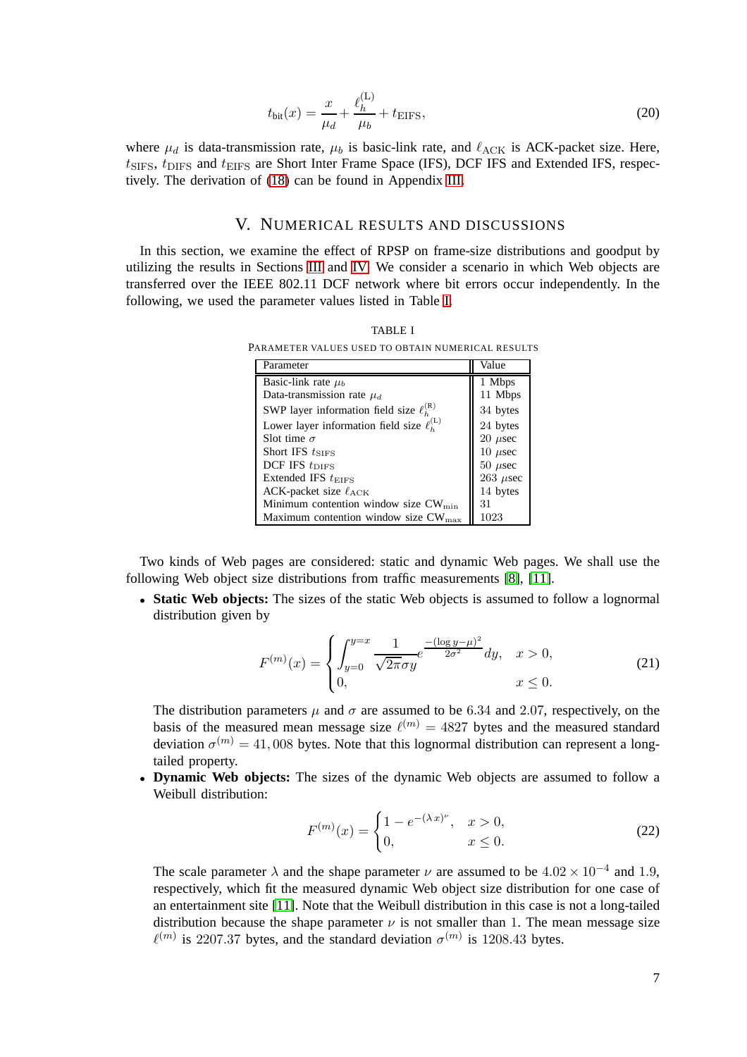$$t_{\mathrm{bit}}(x) = \frac{x}{\mu_d} + \frac{\ell_h^{(\mathrm{L})}}{\mu_b} + t_{\mathrm{EIFS}}, \tag{20}$$

where $\mu_d$ is data-transmission rate, $\mu_b$ is basic-link rate, and $\ell_{\mathrm{ACK}}$ is ACK-packet size. Here, $t_{\mathrm{SIFS}}$, $t_{\mathrm{DIFS}}$ and $t_{\mathrm{EIFS}}$ are Short Inter Frame Space (IFS), DCF IFS and Extended IFS, respectively. The derivation of (18) can be found in Appendix III.

# V. Numerical results and discussions

In this section, we examine the effect of RPSP on frame-size distributions and goodput by utilizing the results in Sections III and IV. We consider a scenario in which Web objects are transferred over the IEEE 802.11 DCF network where bit errors occur independently. In the following, we used the parameter values listed in Table I.

TABLE I

Parameter values used to obtain numerical results

| Parameter | Value |
|---|---|
| Basic-link rate $\mu_b$ | 1 Mbps |
| Data-transmission rate $\mu_d$ | 11 Mbps |
| SWP layer information field size $\ell_h^{(\mathrm{R})}$ | 34 bytes |
| Lower layer information field size $\ell_h^{(\mathrm{L})}$ | 24 bytes |
| Slot time $\sigma$ | 20 $\mu$sec |
| Short IFS $t_{\mathrm{SIFS}}$ | 10 $\mu$sec |
| DCF IFS $t_{\mathrm{DIFS}}$ | 50 $\mu$sec |
| Extended IFS $t_{\mathrm{EIFS}}$ | 263 $\mu$sec |
| ACK-packet size $\ell_{\mathrm{ACK}}$ | 14 bytes |
| Minimum contention window size $\mathrm{CW}_{\mathrm{min}}$ | 31 |
| Maximum contention window size $\mathrm{CW}_{\mathrm{max}}$ | 1023 |

Two kinds of Web pages are considered: static and dynamic Web pages. We shall use the following Web object size distributions from traffic measurements [8], [11].

- **Static Web objects:** The sizes of the static Web objects is assumed to follow a lognormal distribution given by

$$F^{(m)}(x) = \begin{cases} \displaystyle\int_{y=0}^{y=x} \frac{1}{\sqrt{2\pi}\sigma y} e^{\frac{-(\log y - \mu)^2}{2\sigma^2}} dy, & x > 0, \\ 0, & x \le 0. \end{cases} \tag{21}$$

  The distribution parameters $\mu$ and $\sigma$ are assumed to be 6.34 and 2.07, respectively, on the basis of the measured mean message size $\ell^{(m)} = 4827$ bytes and the measured standard deviation $\sigma^{(m)} = 41,008$ bytes. Note that this lognormal distribution can represent a long-tailed property.

- **Dynamic Web objects:** The sizes of the dynamic Web objects are assumed to follow a Weibull distribution:

$$F^{(m)}(x) = \begin{cases} 1 - e^{-(\lambda x)^{\nu}}, & x > 0, \\ 0, & x \le 0. \end{cases} \tag{22}$$

  The scale parameter $\lambda$ and the shape parameter $\nu$ are assumed to be $4.02 \times 10^{-4}$ and 1.9, respectively, which fit the measured dynamic Web object size distribution for one case of an entertainment site [11]. Note that the Weibull distribution in this case is not a long-tailed distribution because the shape parameter $\nu$ is not smaller than 1. The mean message size $\ell^{(m)}$ is 2207.37 bytes, and the standard deviation $\sigma^{(m)}$ is 1208.43 bytes.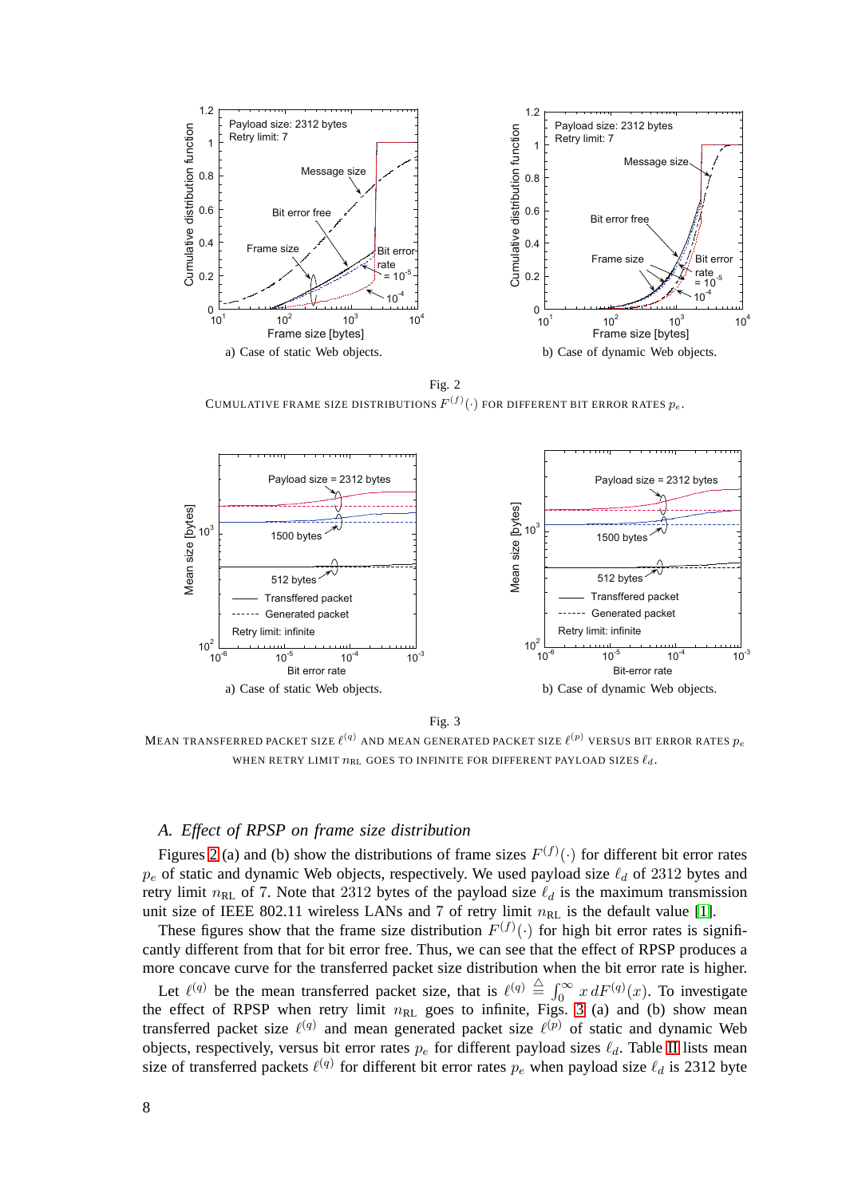a) Case of static Web objects.

b) Case of dynamic Web objects.

Fig. 2

CUMULATIVE FRAME SIZE DISTRIBUTIONS $F^{(f)}(\cdot)$ FOR DIFFERENT BIT ERROR RATES $p_e$.

a) Case of static Web objects.

b) Case of dynamic Web objects.

Fig. 3

MEAN TRANSFERRED PACKET SIZE $\ell^{(q)}$ AND MEAN GENERATED PACKET SIZE $\ell^{(p)}$ VERSUS BIT ERROR RATES $p_e$ WHEN RETRY LIMIT $n_{\mathrm{RL}}$ GOES TO INFINITE FOR DIFFERENT PAYLOAD SIZES $\ell_d$.

### *A. Effect of RPSP on frame size distribution*

Figures 2 (a) and (b) show the distributions of frame sizes $F^{(f)}(\cdot)$ for different bit error rates $p_e$ of static and dynamic Web objects, respectively. We used payload size $\ell_d$ of 2312 bytes and retry limit $n_{\mathrm{RL}}$ of 7. Note that 2312 bytes of the payload size $\ell_d$ is the maximum transmission unit size of IEEE 802.11 wireless LANs and 7 of retry limit $n_{\mathrm{RL}}$ is the default value [1].

These figures show that the frame size distribution $F^{(f)}(\cdot)$ for high bit error rates is significantly different from that for bit error free. Thus, we can see that the effect of RPSP produces a more concave curve for the transferred packet size distribution when the bit error rate is higher.

Let $\ell^{(q)}$ be the mean transferred packet size, that is $\ell^{(q)} \triangleq \int_0^\infty x\, dF^{(q)}(x)$. To investigate the effect of RPSP when retry limit $n_{\mathrm{RL}}$ goes to infinite, Figs. 3 (a) and (b) show mean transferred packet size $\ell^{(q)}$ and mean generated packet size $\ell^{(p)}$ of static and dynamic Web objects, respectively, versus bit error rates $p_e$ for different payload sizes $\ell_d$. Table II lists mean size of transferred packets $\ell^{(q)}$ for different bit error rates $p_e$ when payload size $\ell_d$ is 2312 byte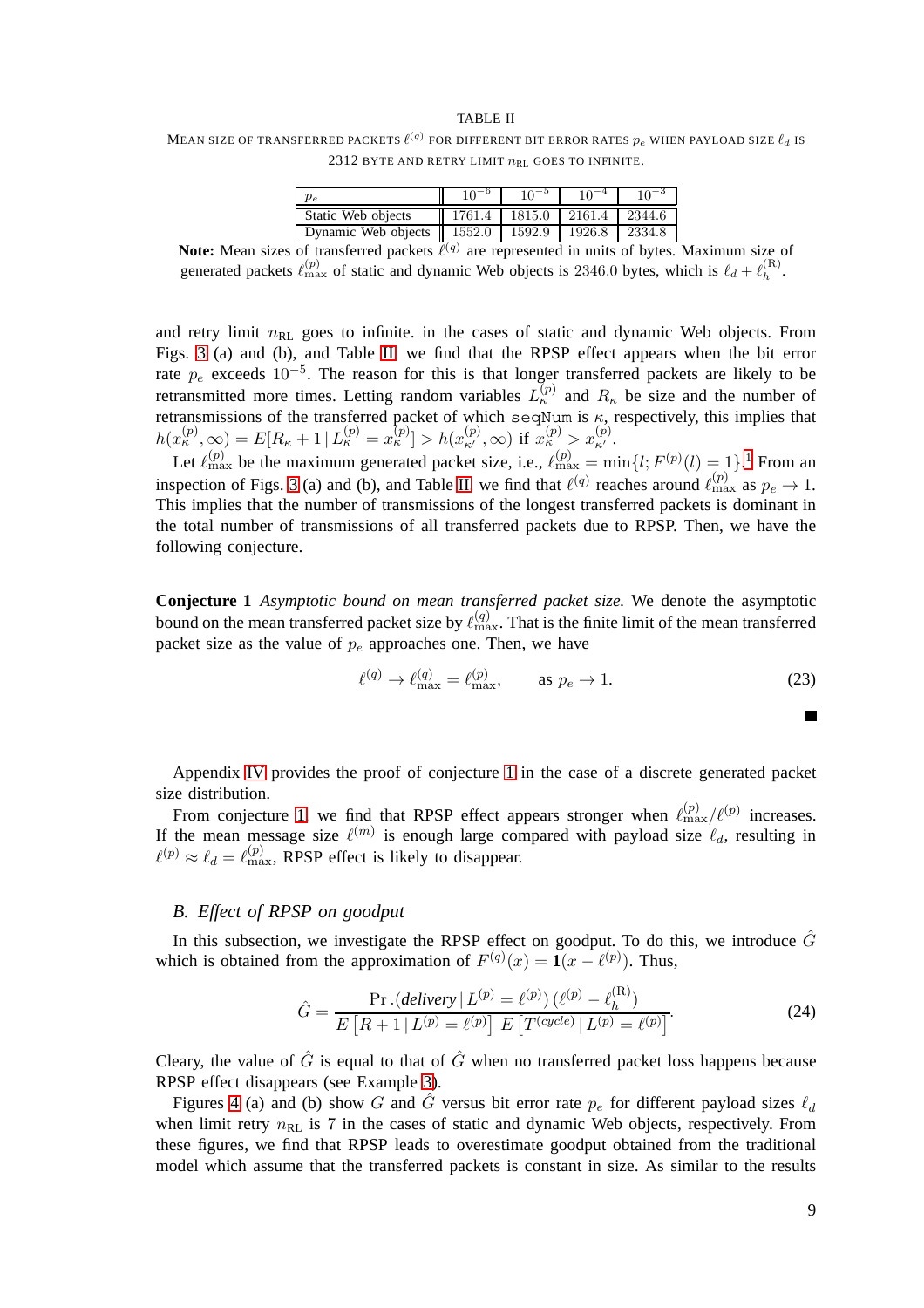TABLE II

MEAN SIZE OF TRANSFERRED PACKETS $\ell^{(q)}$ FOR DIFFERENT BIT ERROR RATES $p_e$ WHEN PAYLOAD SIZE $\ell_d$ IS 2312 BYTE AND RETRY LIMIT $n_{\rm RL}$ GOES TO INFINITE.

| $p_e$ | $10^{-6}$ | $10^{-5}$ | $10^{-4}$ | $10^{-3}$ |
|---|---|---|---|---|
| Static Web objects | 1761.4 | 1815.0 | 2161.4 | 2344.6 |
| Dynamic Web objects | 1552.0 | 1592.9 | 1926.8 | 2334.8 |

**Note:** Mean sizes of transferred packets $\ell^{(q)}$ are represented in units of bytes. Maximum size of generated packets $\ell_{\max}^{(p)}$ of static and dynamic Web objects is 2346.0 bytes, which is $\ell_d + \ell_h^{(\rm R)}$.

and retry limit $n_{\rm RL}$ goes to infinite. in the cases of static and dynamic Web objects. From Figs. 3 (a) and (b), and Table II, we find that the RPSP effect appears when the bit error rate $p_e$ exceeds $10^{-5}$. The reason for this is that longer transferred packets are likely to be retransmitted more times. Letting random variables $L_\kappa^{(p)}$ and $R_\kappa$ be size and the number of retransmissions of the transferred packet of which `seqNum` is $\kappa$, respectively, this implies that $h(x_\kappa^{(p)}, \infty) = E[R_\kappa + 1 \,|\, L_\kappa^{(p)} = x_\kappa^{(p)}] > h(x_{\kappa'}^{(p)}, \infty)$ if $x_\kappa^{(p)} > x_{\kappa'}^{(p)}$.

Let $\ell_{\max}^{(p)}$ be the maximum generated packet size, i.e., $\ell_{\max}^{(p)} = \min\{l; F^{(p)}(l) = 1\}$.[1] From an inspection of Figs. 3 (a) and (b), and Table II, we find that $\ell^{(q)}$ reaches around $\ell_{\max}^{(p)}$ as $p_e \to 1$. This implies that the number of transmissions of the longest transferred packets is dominant in the total number of transmissions of all transferred packets due to RPSP. Then, we have the following conjecture.

**Conjecture 1** *Asymptotic bound on mean transferred packet size.* We denote the asymptotic bound on the mean transferred packet size by $\ell_{\max}^{(q)}$. That is the finite limit of the mean transferred packet size as the value of $p_e$ approaches one. Then, we have

$$\ell^{(q)} \to \ell_{\max}^{(q)} = \ell_{\max}^{(p)}, \qquad \text{as } p_e \to 1. \tag{23}$$

■

Appendix IV provides the proof of conjecture 1 in the case of a discrete generated packet size distribution.

From conjecture 1, we find that RPSP effect appears stronger when $\ell_{\max}^{(p)}/\ell^{(p)}$ increases. If the mean message size $\ell^{(m)}$ is enough large compared with payload size $\ell_d$, resulting in $\ell^{(p)} \approx \ell_d = \ell_{\max}^{(p)}$, RPSP effect is likely to disappear.

### B. Effect of RPSP on goodput

In this subsection, we investigate the RPSP effect on goodput. To do this, we introduce $\hat{G}$ which is obtained from the approximation of $F^{(q)}(x) = \mathbf{1}(x - \ell^{(p)})$. Thus,

$$\hat{G} = \frac{\Pr.(delivery \,|\, L^{(p)} = \ell^{(p)})\,(\ell^{(p)} - \ell_h^{(\rm R)})}{E\left[R + 1 \,|\, L^{(p)} = \ell^{(p)}\right]\, E\left[T^{(cycle)} \,|\, L^{(p)} = \ell^{(p)}\right]}. \tag{24}$$

Cleary, the value of $\hat{G}$ is equal to that of $\hat{G}$ when no transferred packet loss happens because RPSP effect disappears (see Example 3).

Figures 4 (a) and (b) show $G$ and $\hat{G}$ versus bit error rate $p_e$ for different payload sizes $\ell_d$ when limit retry $n_{\rm RL}$ is 7 in the cases of static and dynamic Web objects, respectively. From these figures, we find that RPSP leads to overestimate goodput obtained from the traditional model which assume that the transferred packets is constant in size. As similar to the results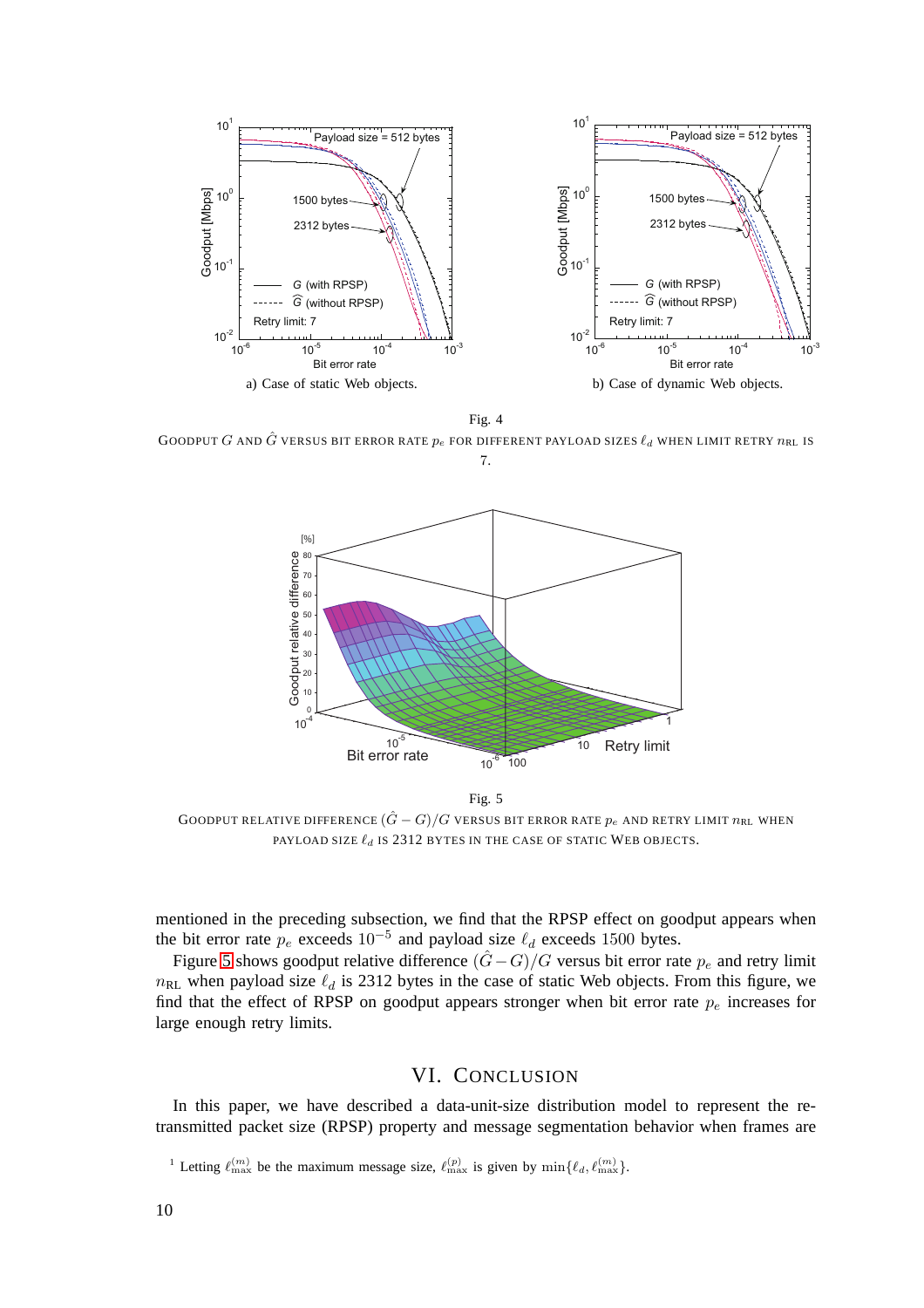a) Case of static Web objects.

b) Case of dynamic Web objects.

Fig. 4

GOODPUT $G$ AND $\hat{G}$ VERSUS BIT ERROR RATE $p_e$ FOR DIFFERENT PAYLOAD SIZES $\ell_d$ WHEN LIMIT RETRY $n_{\mathrm{RL}}$ IS 7.

Fig. 5

GOODPUT RELATIVE DIFFERENCE $(\hat{G} - G)/G$ VERSUS BIT ERROR RATE $p_e$ AND RETRY LIMIT $n_{\mathrm{RL}}$ WHEN PAYLOAD SIZE $\ell_d$ IS 2312 BYTES IN THE CASE OF STATIC WEB OBJECTS.

mentioned in the preceding subsection, we find that the RPSP effect on goodput appears when the bit error rate $p_e$ exceeds $10^{-5}$ and payload size $\ell_d$ exceeds 1500 bytes.

Figure 5 shows goodput relative difference $(\hat{G} - G)/G$ versus bit error rate $p_e$ and retry limit $n_{\mathrm{RL}}$ when payload size $\ell_d$ is 2312 bytes in the case of static Web objects. From this figure, we find that the effect of RPSP on goodput appears stronger when bit error rate $p_e$ increases for large enough retry limits.

# VI. CONCLUSION

In this paper, we have described a data-unit-size distribution model to represent the retransmitted packet size (RPSP) property and message segmentation behavior when frames are

[1] Letting $\ell_{\max}^{(m)}$ be the maximum message size, $\ell_{\max}^{(p)}$ is given by $\min\{\ell_d, \ell_{\max}^{(m)}\}$.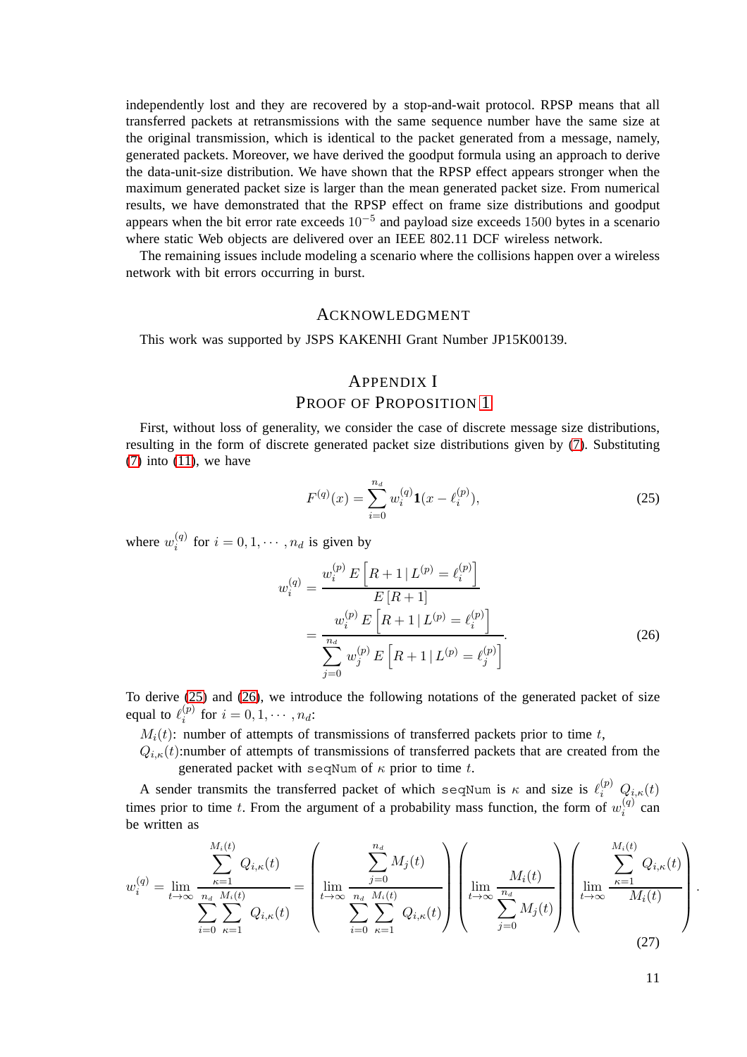independently lost and they are recovered by a stop-and-wait protocol. RPSP means that all transferred packets at retransmissions with the same sequence number have the same size at the original transmission, which is identical to the packet generated from a message, namely, generated packets. Moreover, we have derived the goodput formula using an approach to derive the data-unit-size distribution. We have shown that the RPSP effect appears stronger when the maximum generated packet size is larger than the mean generated packet size. From numerical results, we have demonstrated that the RPSP effect on frame size distributions and goodput appears when the bit error rate exceeds $10^{-5}$ and payload size exceeds $1500$ bytes in a scenario where static Web objects are delivered over an IEEE 802.11 DCF wireless network.

The remaining issues include modeling a scenario where the collisions happen over a wireless network with bit errors occurring in burst.

## Acknowledgment

This work was supported by JSPS KAKENHI Grant Number JP15K00139.

## Appendix I
## Proof of Proposition 1

First, without loss of generality, we consider the case of discrete message size distributions, resulting in the form of discrete generated packet size distributions given by (7). Substituting (7) into (11), we have

$$F^{(q)}(x) = \sum_{i=0}^{n_d} w_i^{(q)} \mathbf{1}(x - \ell_i^{(p)}), \tag{25}$$

where $w_i^{(q)}$ for $i = 0, 1, \cdots, n_d$ is given by

$$\begin{aligned} w_i^{(q)} &= \frac{w_i^{(p)} \, E\left[R + 1 \,|\, L^{(p)} = \ell_i^{(p)}\right]}{E\left[R+1\right]} \\ &= \frac{w_i^{(p)} \, E\left[R + 1 \,|\, L^{(p)} = \ell_i^{(p)}\right]}{\displaystyle\sum_{j=0}^{n_d} w_j^{(p)} \, E\left[R + 1 \,|\, L^{(p)} = \ell_j^{(p)}\right]}. \end{aligned} \tag{26}$$

To derive (25) and (26), we introduce the following notations of the generated packet of size equal to $\ell_i^{(p)}$ for $i = 0, 1, \cdots, n_d$:

$M_i(t)$: number of attempts of transmissions of transferred packets prior to time $t$,

$Q_{i,\kappa}(t)$:number of attempts of transmissions of transferred packets that are created from the generated packet with `seqNum` of $\kappa$ prior to time $t$.

A sender transmits the transferred packet of which `seqNum` is $\kappa$ and size is $\ell_i^{(p)}$ $Q_{i,\kappa}(t)$ times prior to time $t$. From the argument of a probability mass function, the form of $w_i^{(q)}$ can be written as

$$w_i^{(q)} = \lim_{t\to\infty} \frac{\displaystyle\sum_{\kappa=1}^{M_i(t)} Q_{i,\kappa}(t)}{\displaystyle\sum_{i=0}^{n_d}\sum_{\kappa=1}^{M_i(t)} Q_{i,\kappa}(t)} = \left( \lim_{t\to\infty} \frac{\displaystyle\sum_{j=0}^{n_d} M_j(t)}{\displaystyle\sum_{i=0}^{n_d}\sum_{\kappa=1}^{M_i(t)} Q_{i,\kappa}(t)} \right) \left( \lim_{t\to\infty} \frac{M_i(t)}{\displaystyle\sum_{j=0}^{n_d} M_j(t)} \right) \left( \lim_{t\to\infty} \frac{\displaystyle\sum_{\kappa=1}^{M_i(t)} Q_{i,\kappa}(t)}{M_i(t)} \right). \tag{27}$$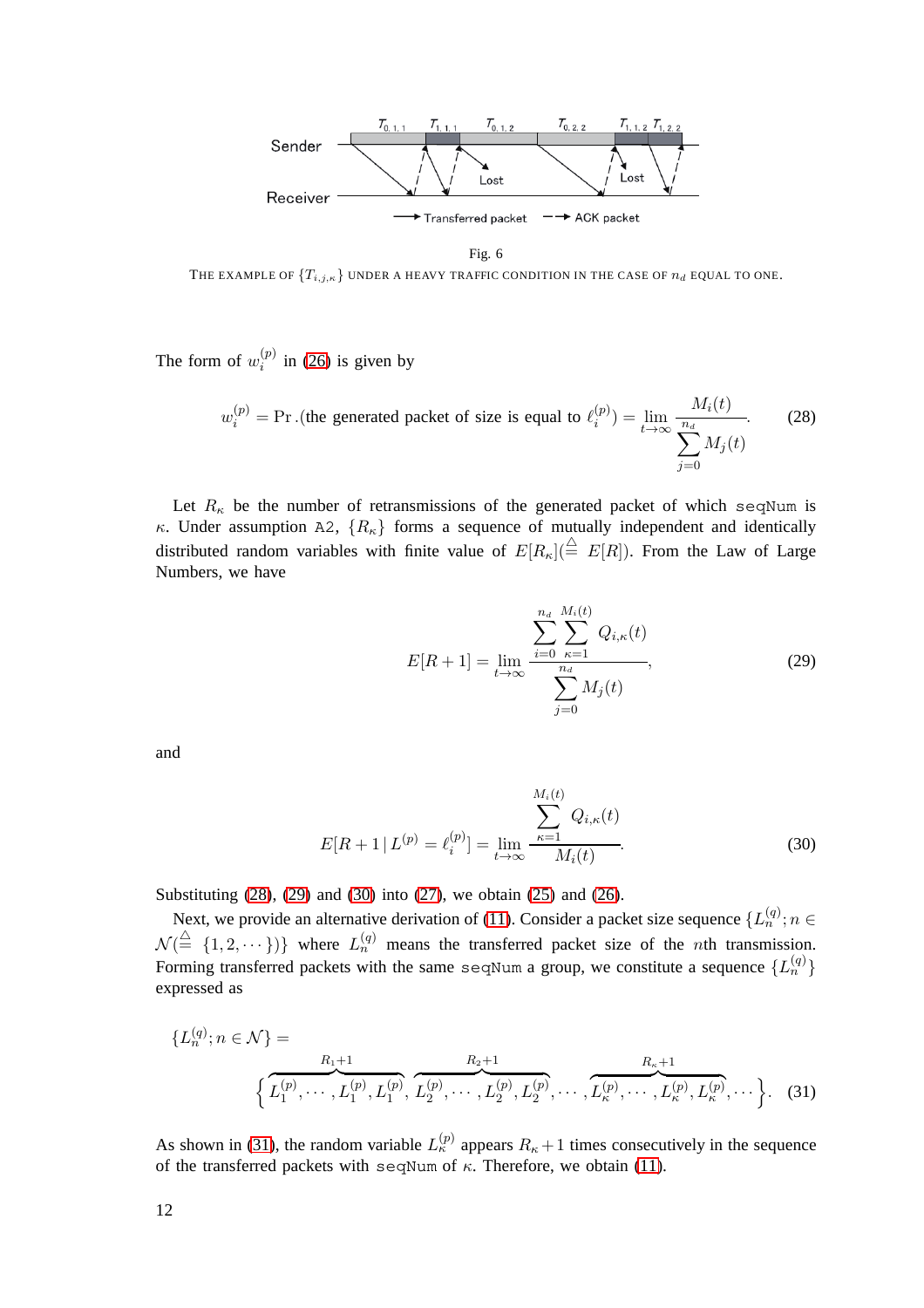Fig. 6

THE EXAMPLE OF $\{T_{i,j,\kappa}\}$ UNDER A HEAVY TRAFFIC CONDITION IN THE CASE OF $n_d$ EQUAL TO ONE.

The form of $w_i^{(p)}$ in (26) is given by

$$w_i^{(p)} = \Pr.(\text{the generated packet of size is equal to } \ell_i^{(p)}) = \lim_{t\to\infty} \frac{M_i(t)}{\sum_{j=0}^{n_d} M_j(t)}. \tag{28}$$

Let $R_\kappa$ be the number of retransmissions of the generated packet of which `seqNum` is $\kappa$. Under assumption A2, $\{R_\kappa\}$ forms a sequence of mutually independent and identically distributed random variables with finite value of $E[R_\kappa](\stackrel{\triangle}{=} E[R])$. From the Law of Large Numbers, we have

$$E[R+1] = \lim_{t\to\infty} \frac{\sum_{i=0}^{n_d} \sum_{\kappa=1}^{M_i(t)} Q_{i,\kappa}(t)}{\sum_{j=0}^{n_d} M_j(t)}, \tag{29}$$

and

$$E[R+1 \,|\, L^{(p)} = \ell_i^{(p)}] = \lim_{t\to\infty} \frac{\sum_{\kappa=1}^{M_i(t)} Q_{i,\kappa}(t)}{M_i(t)}. \tag{30}$$

Substituting (28), (29) and (30) into (27), we obtain (25) and (26).

Next, we provide an alternative derivation of (11). Consider a packet size sequence $\{L_n^{(q)}; n \in \mathcal{N}(\stackrel{\triangle}{=} \{1, 2, \cdots\})\}$ where $L_n^{(q)}$ means the transferred packet size of the $n$th transmission. Forming transferred packets with the same `seqNum` a group, we constitute a sequence $\{L_n^{(q)}\}$ expressed as

$$\{L_n^{(q)}; n \in \mathcal{N}\} = \Big\{ \overbrace{L_1^{(p)}, \cdots, L_1^{(p)}, L_1^{(p)}}^{R_1+1}, \overbrace{L_2^{(p)}, \cdots, L_2^{(p)}, L_2^{(p)}}^{R_2+1}, \cdots, \overbrace{L_\kappa^{(p)}, \cdots, L_\kappa^{(p)}, L_\kappa^{(p)}}^{R_\kappa+1}, \cdots \Big\}. \tag{31}$$

As shown in (31), the random variable $L_\kappa^{(p)}$ appears $R_\kappa + 1$ times consecutively in the sequence of the transferred packets with `seqNum` of $\kappa$. Therefore, we obtain (11).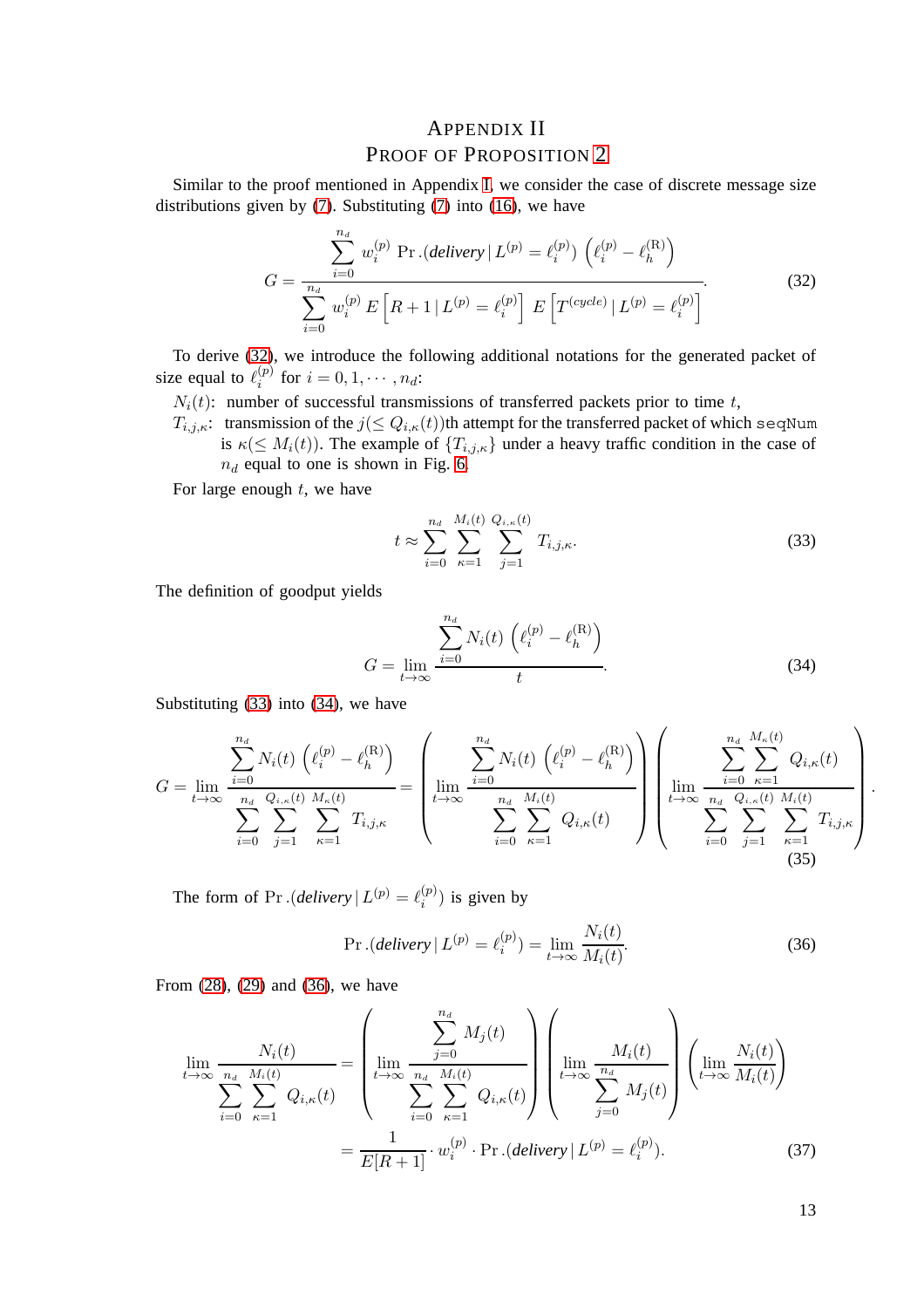# Appendix II
# Proof of Proposition 2

Similar to the proof mentioned in Appendix I, we consider the case of discrete message size distributions given by (7). Substituting (7) into (16), we have

$$G = \frac{\displaystyle\sum_{i=0}^{n_d} w_i^{(p)} \Pr.(\textit{delivery} \,|\, L^{(p)} = \ell_i^{(p)}) \left(\ell_i^{(p)} - \ell_h^{(\mathrm{R})}\right)}{\displaystyle\sum_{i=0}^{n_d} w_i^{(p)} E\left[R+1 \,|\, L^{(p)} = \ell_i^{(p)}\right] E\left[T^{(cycle)} \,|\, L^{(p)} = \ell_i^{(p)}\right]}. \tag{32}$$

To derive (32), we introduce the following additional notations for the generated packet of size equal to $\ell_i^{(p)}$ for $i = 0, 1, \cdots, n_d$:

$N_i(t)$: number of successful transmissions of transferred packets prior to time $t$,

$T_{i,j,\kappa}$: transmission of the $j(\leq Q_{i,\kappa}(t))$th attempt for the transferred packet of which `seqNum` is $\kappa(\leq M_i(t))$. The example of $\{T_{i,j,\kappa}\}$ under a heavy traffic condition in the case of $n_d$ equal to one is shown in Fig. 6.

For large enough $t$, we have

$$t \approx \sum_{i=0}^{n_d} \sum_{\kappa=1}^{M_i(t)} \sum_{j=1}^{Q_{i,\kappa}(t)} T_{i,j,\kappa}. \tag{33}$$

The definition of goodput yields

$$G = \lim_{t\to\infty} \frac{\displaystyle\sum_{i=0}^{n_d} N_i(t) \left(\ell_i^{(p)} - \ell_h^{(\mathrm{R})}\right)}{t}. \tag{34}$$

Substituting (33) into (34), we have

$$G = \lim_{t\to\infty} \frac{\displaystyle\sum_{i=0}^{n_d} N_i(t) \left(\ell_i^{(p)} - \ell_h^{(\mathrm{R})}\right)}{\displaystyle\sum_{i=0}^{n_d} \sum_{j=1}^{Q_{i,\kappa}(t)} \sum_{\kappa=1}^{M_\kappa(t)} T_{i,j,\kappa}} = \left(\lim_{t\to\infty} \frac{\displaystyle\sum_{i=0}^{n_d} N_i(t) \left(\ell_i^{(p)} - \ell_h^{(\mathrm{R})}\right)}{\displaystyle\sum_{i=0}^{n_d} \sum_{\kappa=1}^{M_i(t)} Q_{i,\kappa}(t)}\right) \left(\lim_{t\to\infty} \frac{\displaystyle\sum_{i=0}^{n_d} \sum_{\kappa=1}^{M_\kappa(t)} Q_{i,\kappa}(t)}{\displaystyle\sum_{i=0}^{n_d} \sum_{j=1}^{Q_{i,\kappa}(t)} \sum_{\kappa=1}^{M_i(t)} T_{i,j,\kappa}}\right). \tag{35}$$

The form of $\Pr.(\textit{delivery} \,|\, L^{(p)} = \ell_i^{(p)})$ is given by

$$\Pr.(\textit{delivery} \,|\, L^{(p)} = \ell_i^{(p)}) = \lim_{t\to\infty} \frac{N_i(t)}{M_i(t)}. \tag{36}$$

From (28), (29) and (36), we have

$$\begin{aligned}
\lim_{t\to\infty} \frac{N_i(t)}{\displaystyle\sum_{i=0}^{n_d} \sum_{\kappa=1}^{M_i(t)} Q_{i,\kappa}(t)} &= \left(\lim_{t\to\infty} \frac{\displaystyle\sum_{j=0}^{n_d} M_j(t)}{\displaystyle\sum_{i=0}^{n_d} \sum_{\kappa=1}^{M_i(t)} Q_{i,\kappa}(t)}\right) \left(\lim_{t\to\infty} \frac{M_i(t)}{\displaystyle\sum_{j=0}^{n_d} M_j(t)}\right) \left(\lim_{t\to\infty} \frac{N_i(t)}{M_i(t)}\right) \\
&= \frac{1}{E[R+1]} \cdot w_i^{(p)} \cdot \Pr.(\textit{delivery} \,|\, L^{(p)} = \ell_i^{(p)}).
\end{aligned} \tag{37}$$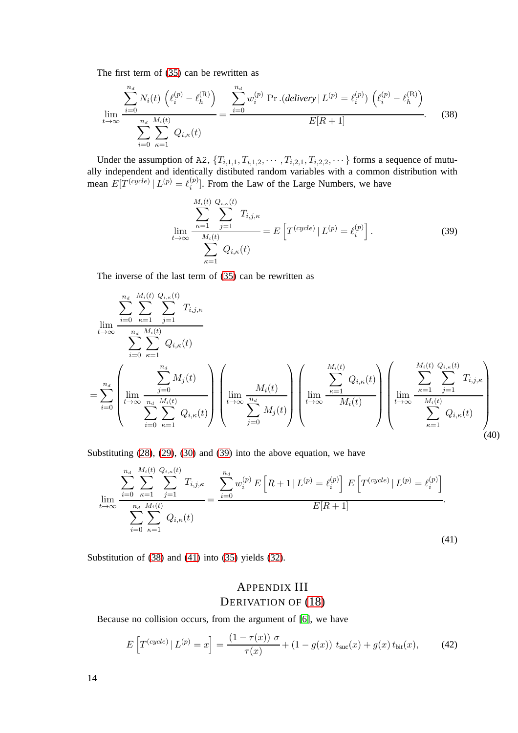The first term of (35) can be rewritten as

$$\lim_{t\to\infty} \frac{\sum_{i=0}^{n_d} N_i(t) \left(\ell_i^{(p)} - \ell_h^{(\mathrm{R})}\right)}{\sum_{i=0}^{n_d} \sum_{\kappa=1}^{M_i(t)} Q_{i,\kappa}(t)} = \frac{\sum_{i=0}^{n_d} w_i^{(p)} \,\Pr.(\textit{delivery} \,|\, L^{(p)} = \ell_i^{(p)}) \left(\ell_i^{(p)} - \ell_h^{(\mathrm{R})}\right)}{E[R+1]}. \tag{38}$$

Under the assumption of A2, $\{T_{i,1,1}, T_{i,1,2}, \cdots, T_{i,2,1}, T_{i,2,2}, \cdots\}$ forms a sequence of mutually independent and identically distibuted random variables with a common distribution with mean $E[T^{(cycle)} \,|\, L^{(p)} = \ell_i^{(p)}]$. From the Law of the Large Numbers, we have

$$\lim_{t\to\infty} \frac{\sum_{\kappa=1}^{M_i(t)} \sum_{j=1}^{Q_{i,\kappa}(t)} T_{i,j,\kappa}}{\sum_{\kappa=1}^{M_i(t)} Q_{i,\kappa}(t)} = E\left[T^{(cycle)} \,|\, L^{(p)} = \ell_i^{(p)}\right]. \tag{39}$$

The inverse of the last term of (35) can be rewritten as

$$\begin{aligned}
&\lim_{t\to\infty} \frac{\sum_{i=0}^{n_d} \sum_{\kappa=1}^{M_i(t)} \sum_{j=1}^{Q_{i,\kappa}(t)} T_{i,j,\kappa}}{\sum_{i=0}^{n_d} \sum_{\kappa=1}^{M_i(t)} Q_{i,\kappa}(t)} \\
&= \sum_{i=0}^{n_d} \left( \lim_{t\to\infty} \frac{\sum_{j=0}^{n_d} M_j(t)}{\sum_{i=0}^{n_d} \sum_{\kappa=1}^{M_i(t)} Q_{i,\kappa}(t)} \right) \left( \lim_{t\to\infty} \frac{M_i(t)}{\sum_{j=0}^{n_d} M_j(t)} \right) \left( \lim_{t\to\infty} \frac{\sum_{\kappa=1}^{M_i(t)} Q_{i,\kappa}(t)}{M_i(t)} \right) \left( \lim_{t\to\infty} \frac{\sum_{\kappa=1}^{M_i(t)} \sum_{j=1}^{Q_{i,\kappa}(t)} T_{i,j,\kappa}}{\sum_{\kappa=1}^{M_i(t)} Q_{i,\kappa}(t)} \right)
\end{aligned} \tag{40}$$

Substituting (28), (29), (30) and (39) into the above equation, we have

$$\lim_{t\to\infty} \frac{\sum_{i=0}^{n_d} \sum_{\kappa=1}^{M_i(t)} \sum_{j=1}^{Q_{i,\kappa}(t)} T_{i,j,\kappa}}{\sum_{i=0}^{n_d} \sum_{\kappa=1}^{M_i(t)} Q_{i,\kappa}(t)} = \frac{\sum_{i=0}^{n_d} w_i^{(p)} \, E\left[R+1 \,|\, L^{(p)} = \ell_i^{(p)}\right] \, E\left[T^{(cycle)} \,|\, L^{(p)} = \ell_i^{(p)}\right]}{E[R+1]}. \tag{41}$$

Substitution of (38) and (41) into (35) yields (32).

## Appendix III
## Derivation of (18)

Because no collision occurs, from the argument of [6], we have

$$E\left[T^{(cycle)} \,|\, L^{(p)} = x\right] = \frac{(1-\tau(x))\,\sigma}{\tau(x)} + (1-g(x))\, t_{\mathrm{suc}}(x) + g(x)\, t_{\mathrm{bit}}(x), \tag{42}$$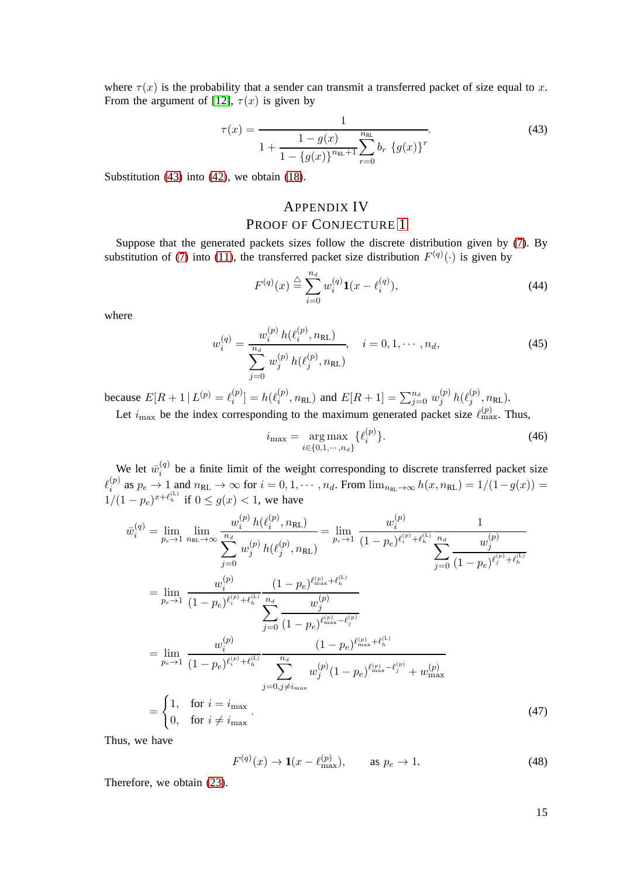where $\tau(x)$ is the probability that a sender can transmit a transferred packet of size equal to $x$. From the argument of [12], $\tau(x)$ is given by

$$\tau(x) = \frac{1}{1 + \dfrac{1 - g(x)}{1 - \{g(x)\}^{n_{\mathrm{RL}}+1}} \displaystyle\sum_{r=0}^{n_{\mathrm{RL}}} b_r \, \{g(x)\}^r}. \tag{43}$$

Substitution (43) into (42), we obtain (18).

## Appendix IV
## Proof of Conjecture 1

Suppose that the generated packets sizes follow the discrete distribution given by (7). By substitution of (7) into (11), the transferred packet size distribution $F^{(q)}(\cdot)$ is given by

$$F^{(q)}(x) \triangleq \sum_{i=0}^{n_d} w_i^{(q)} \mathbf{1}(x - \ell_i^{(q)}), \tag{44}$$

where

$$w_i^{(q)} = \frac{w_i^{(p)} \, h(\ell_i^{(p)}, n_{\mathrm{RL}})}{\displaystyle\sum_{j=0}^{n_d} w_j^{(p)} \, h(\ell_j^{(p)}, n_{\mathrm{RL}})}, \quad i = 0, 1, \cdots, n_d, \tag{45}$$

because $E[R+1 \,|\, L^{(p)} = \ell_i^{(p)}] = h(\ell_i^{(p)}, n_{\mathrm{RL}})$ and $E[R+1] = \sum_{j=0}^{n_d} w_j^{(p)} \, h(\ell_j^{(p)}, n_{\mathrm{RL}})$.

Let $i_{\max}$ be the index corresponding to the maximum generated packet size $\ell_{\max}^{(p)}$. Thus,

$$i_{\max} = \underset{i \in \{0,1,\cdots,n_d\}}{\arg\max} \, \{\ell_i^{(p)}\}. \tag{46}$$

We let $\bar{w}_i^{(q)}$ be a finite limit of the weight corresponding to discrete transferred packet size $\ell_i^{(p)}$ as $p_e \to 1$ and $n_{\mathrm{RL}} \to \infty$ for $i = 0, 1, \cdots, n_d$. From $\lim_{n_{\mathrm{RL}} \to \infty} h(x, n_{\mathrm{RL}}) = 1/(1 - g(x)) = 1/(1 - p_e)^{x + \ell_h^{(\mathrm{L})}}$ if $0 \le g(x) < 1$, we have

$$\begin{aligned}
\bar{w}_i^{(q)} &= \lim_{p_e \to 1} \lim_{n_{\mathrm{RL}} \to \infty} \frac{w_i^{(p)} \, h(\ell_i^{(p)}, n_{\mathrm{RL}})}{\displaystyle\sum_{j=0}^{n_d} w_j^{(p)} \, h(\ell_j^{(p)}, n_{\mathrm{RL}})} = \lim_{p_e \to 1} \frac{w_i^{(p)}}{(1-p_e)^{\ell_i^{(p)} + \ell_h^{(\mathrm{L})}}} \frac{1}{\displaystyle\sum_{j=0}^{n_d} \frac{w_j^{(p)}}{(1-p_e)^{\ell_j^{(p)} + \ell_h^{(\mathrm{L})}}}} \\
&= \lim_{p_e \to 1} \frac{w_i^{(p)}}{(1-p_e)^{\ell_i^{(p)} + \ell_h^{(\mathrm{L})}}} \frac{(1-p_e)^{\ell_{\max}^{(p)} + \ell_h^{(\mathrm{L})}}}{\displaystyle\sum_{j=0}^{n_d} \frac{w_j^{(p)}}{(1-p_e)^{\ell_{\max}^{(p)} - \ell_j^{(p)}}}} \\
&= \lim_{p_e \to 1} \frac{w_i^{(p)}}{(1-p_e)^{\ell_i^{(p)} + \ell_h^{(\mathrm{L})}}} \frac{(1-p_e)^{\ell_{\max}^{(p)} + \ell_h^{(\mathrm{L})}}}{\displaystyle\sum_{j=0, j \ne i_{\max}}^{n_d} w_j^{(p)} (1-p_e)^{\ell_{\max}^{(p)} - \ell_j^{(p)}} + w_{\max}^{(p)}} \\
&= \begin{cases} 1, & \text{for } i = i_{\max} \\ 0, & \text{for } i \ne i_{\max} \end{cases}.
\end{aligned} \tag{47}$$

Thus, we have

$$F^{(q)}(x) \to \mathbf{1}(x - \ell_{\max}^{(p)}), \qquad \text{as } p_e \to 1. \tag{48}$$

Therefore, we obtain (23).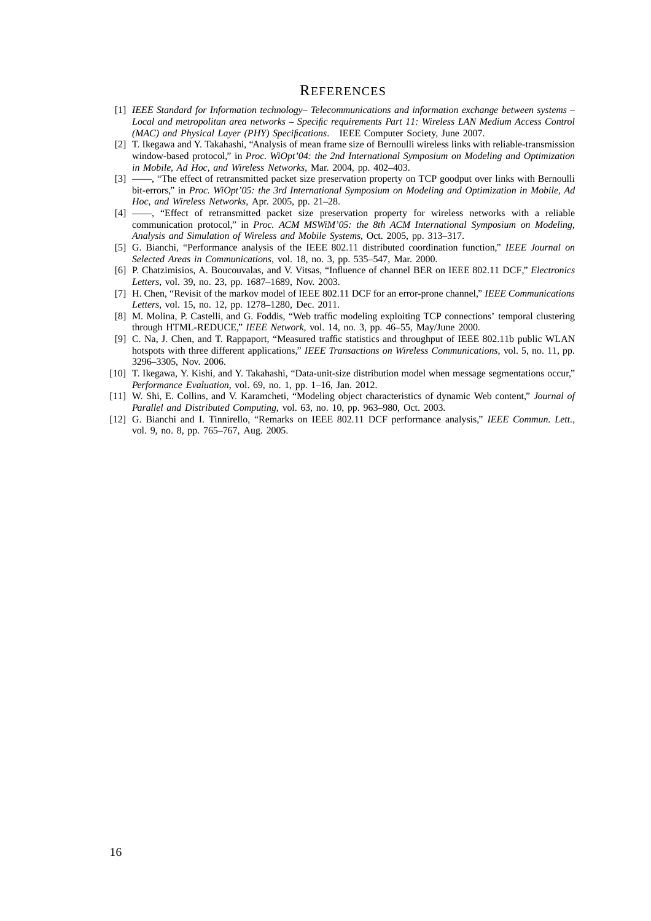## REFERENCES

[1] *IEEE Standard for Information technology– Telecommunications and information exchange between systems – Local and metropolitan area networks – Specific requirements Part 11: Wireless LAN Medium Access Control (MAC) and Physical Layer (PHY) Specifications*. IEEE Computer Society, June 2007.

[2] T. Ikegawa and Y. Takahashi, "Analysis of mean frame size of Bernoulli wireless links with reliable-transmission window-based protocol," in *Proc. WiOpt'04: the 2nd International Symposium on Modeling and Optimization in Mobile, Ad Hoc, and Wireless Networks*, Mar. 2004, pp. 402–403.

[3] ——, "The effect of retransmitted packet size preservation property on TCP goodput over links with Bernoulli bit-errors," in *Proc. WiOpt'05: the 3rd International Symposium on Modeling and Optimization in Mobile, Ad Hoc, and Wireless Networks*, Apr. 2005, pp. 21–28.

[4] ——, "Effect of retransmitted packet size preservation property for wireless networks with a reliable communication protocol," in *Proc. ACM MSWiM'05: the 8th ACM International Symposium on Modeling, Analysis and Simulation of Wireless and Mobile Systems*, Oct. 2005, pp. 313–317.

[5] G. Bianchi, "Performance analysis of the IEEE 802.11 distributed coordination function," *IEEE Journal on Selected Areas in Communications*, vol. 18, no. 3, pp. 535–547, Mar. 2000.

[6] P. Chatzimisios, A. Boucouvalas, and V. Vitsas, "Influence of channel BER on IEEE 802.11 DCF," *Electronics Letters*, vol. 39, no. 23, pp. 1687–1689, Nov. 2003.

[7] H. Chen, "Revisit of the markov model of IEEE 802.11 DCF for an error-prone channel," *IEEE Communications Letters*, vol. 15, no. 12, pp. 1278–1280, Dec. 2011.

[8] M. Molina, P. Castelli, and G. Foddis, "Web traffic modeling exploiting TCP connections' temporal clustering through HTML-REDUCE," *IEEE Network*, vol. 14, no. 3, pp. 46–55, May/June 2000.

[9] C. Na, J. Chen, and T. Rappaport, "Measured traffic statistics and throughput of IEEE 802.11b public WLAN hotspots with three different applications," *IEEE Transactions on Wireless Communications*, vol. 5, no. 11, pp. 3296–3305, Nov. 2006.

[10] T. Ikegawa, Y. Kishi, and Y. Takahashi, "Data-unit-size distribution model when message segmentations occur," *Performance Evaluation*, vol. 69, no. 1, pp. 1–16, Jan. 2012.

[11] W. Shi, E. Collins, and V. Karamcheti, "Modeling object characteristics of dynamic Web content," *Journal of Parallel and Distributed Computing*, vol. 63, no. 10, pp. 963–980, Oct. 2003.

[12] G. Bianchi and I. Tinnirello, "Remarks on IEEE 802.11 DCF performance analysis," *IEEE Commun. Lett.*, vol. 9, no. 8, pp. 765–767, Aug. 2005.